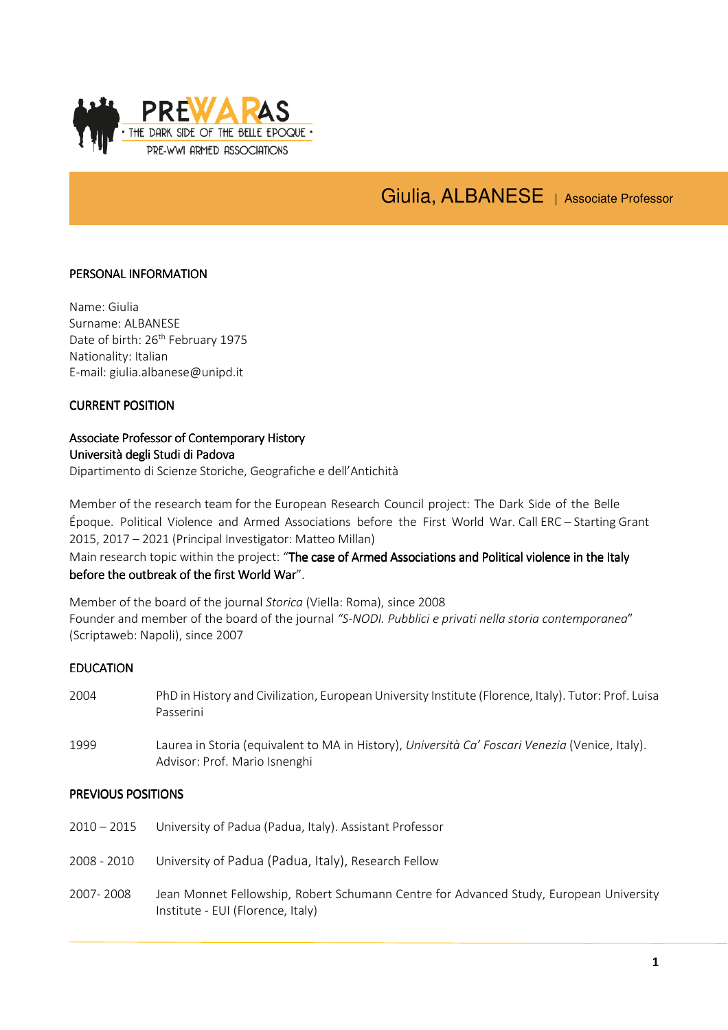PREWARAS
• THE DARK SIDE OF THE BELLE EPOQUE •
PRE-WWI ARMED ASSOCIATIONS

# Giulia, ALBANESE | Associate Professor

## PERSONAL INFORMATION

Name: Giulia
Surname: ALBANESE
Date of birth: 26th February 1975
Nationality: Italian
E-mail: giulia.albanese@unipd.it

## CURRENT POSITION

Associate Professor of Contemporary History
Università degli Studi di Padova
Dipartimento di Scienze Storiche, Geografiche e dell'Antichità

Member of the research team for the European Research Council project: The Dark Side of the Belle Époque. Political Violence and Armed Associations before the First World War. Call ERC – Starting Grant 2015, 2017 – 2021 (Principal Investigator: Matteo Millan)
Main research topic within the project: "The case of Armed Associations and Political violence in the Italy before the outbreak of the first World War".

Member of the board of the journal *Storica* (Viella: Roma), since 2008
Founder and member of the board of the journal *"S-NODI. Pubblici e privati nella storia contemporanea"* (Scriptaweb: Napoli), since 2007

## EDUCATION

2004 PhD in History and Civilization, European University Institute (Florence, Italy). Tutor: Prof. Luisa Passerini

1999 Laurea in Storia (equivalent to MA in History), *Università Ca' Foscari Venezia* (Venice, Italy). Advisor: Prof. Mario Isnenghi

## PREVIOUS POSITIONS

2010 – 2015 University of Padua (Padua, Italy). Assistant Professor

2008 - 2010 University of Padua (Padua, Italy), Research Fellow

2007- 2008 Jean Monnet Fellowship, Robert Schumann Centre for Advanced Study, European University Institute - EUI (Florence, Italy)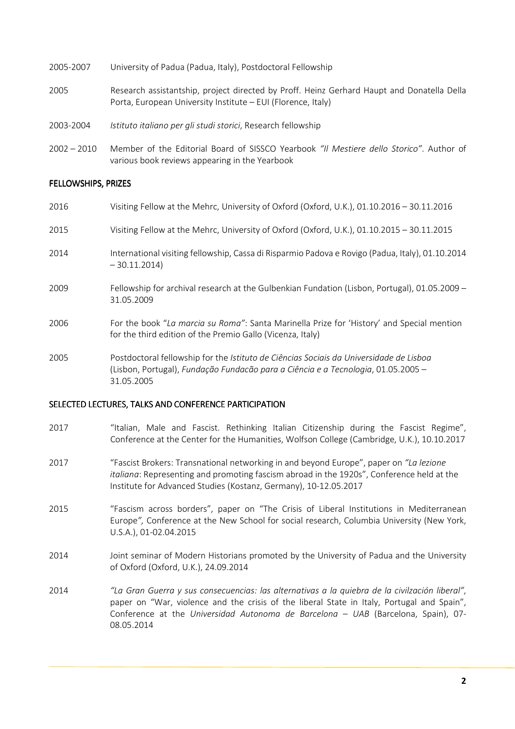2005-2007 University of Padua (Padua, Italy), Postdoctoral Fellowship

2005 Research assistantship, project directed by Proff. Heinz Gerhard Haupt and Donatella Della Porta, European University Institute – EUI (Florence, Italy)

2003-2004 *Istituto italiano per gli studi storici*, Research fellowship

2002 – 2010 Member of the Editorial Board of SISSCO Yearbook *"Il Mestiere dello Storico"*. Author of various book reviews appearing in the Yearbook

## FELLOWSHIPS, PRIZES

2016 Visiting Fellow at the Mehrc, University of Oxford (Oxford, U.K.), 01.10.2016 – 30.11.2016

2015 Visiting Fellow at the Mehrc, University of Oxford (Oxford, U.K.), 01.10.2015 – 30.11.2015

2014 International visiting fellowship, Cassa di Risparmio Padova e Rovigo (Padua, Italy), 01.10.2014 – 30.11.2014)

2009 Fellowship for archival research at the Gulbenkian Fundation (Lisbon, Portugal), 01.05.2009 – 31.05.2009

2006 For the book "*La marcia su Roma"*: Santa Marinella Prize for 'History' and Special mention for the third edition of the Premio Gallo (Vicenza, Italy)

2005 Postdoctoral fellowship for the *Istituto de Ciências Sociais da Universidade de Lisboa* (Lisbon, Portugal), *Fundação Fundacão para a Ciência e a Tecnologia*, 01.05.2005 – 31.05.2005

## SELECTED LECTURES, TALKS AND CONFERENCE PARTICIPATION

2017 "Italian, Male and Fascist. Rethinking Italian Citizenship during the Fascist Regime", Conference at the Center for the Humanities, Wolfson College (Cambridge, U.K.), 10.10.2017

2017 "Fascist Brokers: Transnational networking in and beyond Europe", paper on *"La lezione italiana*: Representing and promoting fascism abroad in the 1920s", Conference held at the Institute for Advanced Studies (Kostanz, Germany), 10-12.05.2017

2015 "Fascism across borders", paper on "The Crisis of Liberal Institutions in Mediterranean Europe*"*, Conference at the New School for social research, Columbia University (New York, U.S.A.), 01-02.04.2015

2014 Joint seminar of Modern Historians promoted by the University of Padua and the University of Oxford (Oxford, U.K.), 24.09.2014

2014 *"La Gran Guerra y sus consecuencias: las alternativas a la quiebra de la civilzación liberal"*, paper on "War, violence and the crisis of the liberal State in Italy, Portugal and Spain", Conference at the *Universidad Autonoma de Barcelona – UAB* (Barcelona, Spain), 07-08.05.2014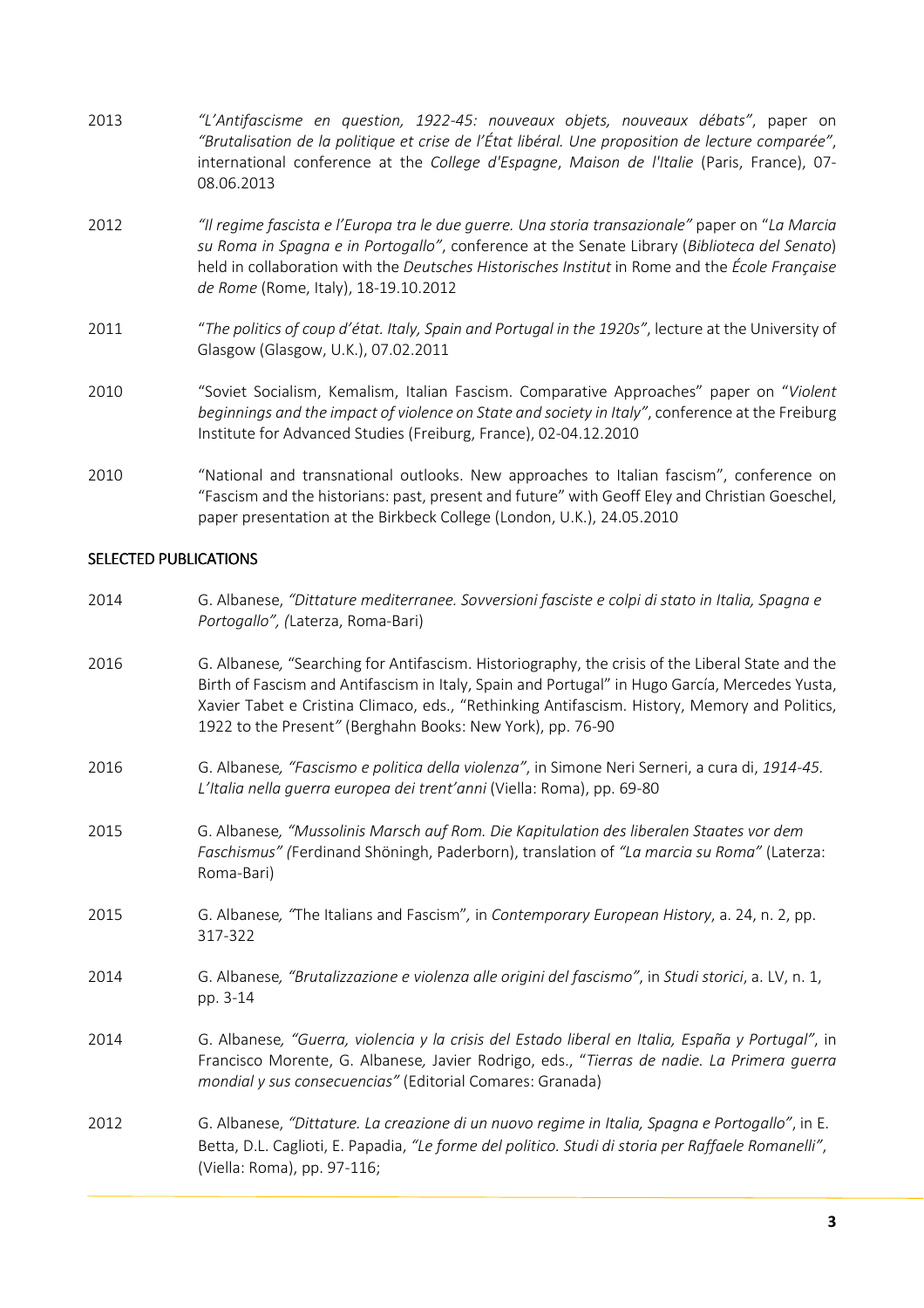2013 *"L'Antifascisme en question, 1922-45: nouveaux objets, nouveaux débats"*, paper on *"Brutalisation de la politique et crise de l'État libéral. Une proposition de lecture comparée"*, international conference at the *College d'Espagne*, *Maison de l'Italie* (Paris, France), 07-08.06.2013

2012 *"Il regime fascista e l'Europa tra le due guerre. Una storia transazionale"* paper on "*La Marcia su Roma in Spagna e in Portogallo"*, conference at the Senate Library (*Biblioteca del Senato*) held in collaboration with the *Deutsches Historisches Institut* in Rome and the *École Française de Rome* (Rome, Italy), 18-19.10.2012

2011 "*The politics of coup d'état. Italy, Spain and Portugal in the 1920s"*, lecture at the University of Glasgow (Glasgow, U.K.), 07.02.2011

2010 "Soviet Socialism, Kemalism, Italian Fascism. Comparative Approaches" paper on "*Violent beginnings and the impact of violence on State and society in Italy"*, conference at the Freiburg Institute for Advanced Studies (Freiburg, France), 02-04.12.2010

2010 "National and transnational outlooks. New approaches to Italian fascism", conference on "Fascism and the historians: past, present and future" with Geoff Eley and Christian Goeschel, paper presentation at the Birkbeck College (London, U.K.), 24.05.2010

## SELECTED PUBLICATIONS

2014 G. Albanese, *"Dittature mediterranee. Sovversioni fasciste e colpi di stato in Italia, Spagna e Portogallo", (*Laterza, Roma-Bari)

2016 G. Albanese, "Searching for Antifascism. Historiography, the crisis of the Liberal State and the Birth of Fascism and Antifascism in Italy, Spain and Portugal" in Hugo García, Mercedes Yusta, Xavier Tabet e Cristina Climaco, eds., "Rethinking Antifascism. History, Memory and Politics, 1922 to the Present*"* (Berghahn Books: New York), pp. 76-90

2016 G. Albanese*, "Fascismo e politica della violenza"*, in Simone Neri Serneri, a cura di, *1914-45. L'Italia nella guerra europea dei trent'anni* (Viella: Roma), pp. 69-80

2015 G. Albanese*, "Mussolinis Marsch auf Rom. Die Kapitulation des liberalen Staates vor dem Faschismus" (*Ferdinand Shöningh, Paderborn), translation of *"La marcia su Roma"* (Laterza: Roma-Bari)

2015 G. Albanese*, "*The Italians and Fascism"*,* in *Contemporary European History*, a. 24, n. 2, pp. 317-322

2014 G. Albanese*, "Brutalizzazione e violenza alle origini del fascismo"*, in *Studi storici*, a. LV, n. 1, pp. 3-14

2014 G. Albanese*, "Guerra, violencia y la crisis del Estado liberal en Italia, España y Portugal"*, in Francisco Morente, G. Albanese*,* Javier Rodrigo, eds., "*Tierras de nadie. La Primera guerra mondial y sus consecuencias"* (Editorial Comares: Granada)

2012 G. Albanese, *"Dittature. La creazione di un nuovo regime in Italia, Spagna e Portogallo"*, in E. Betta, D.L. Caglioti, E. Papadia, *"Le forme del politico. Studi di storia per Raffaele Romanelli"*, (Viella: Roma), pp. 97-116;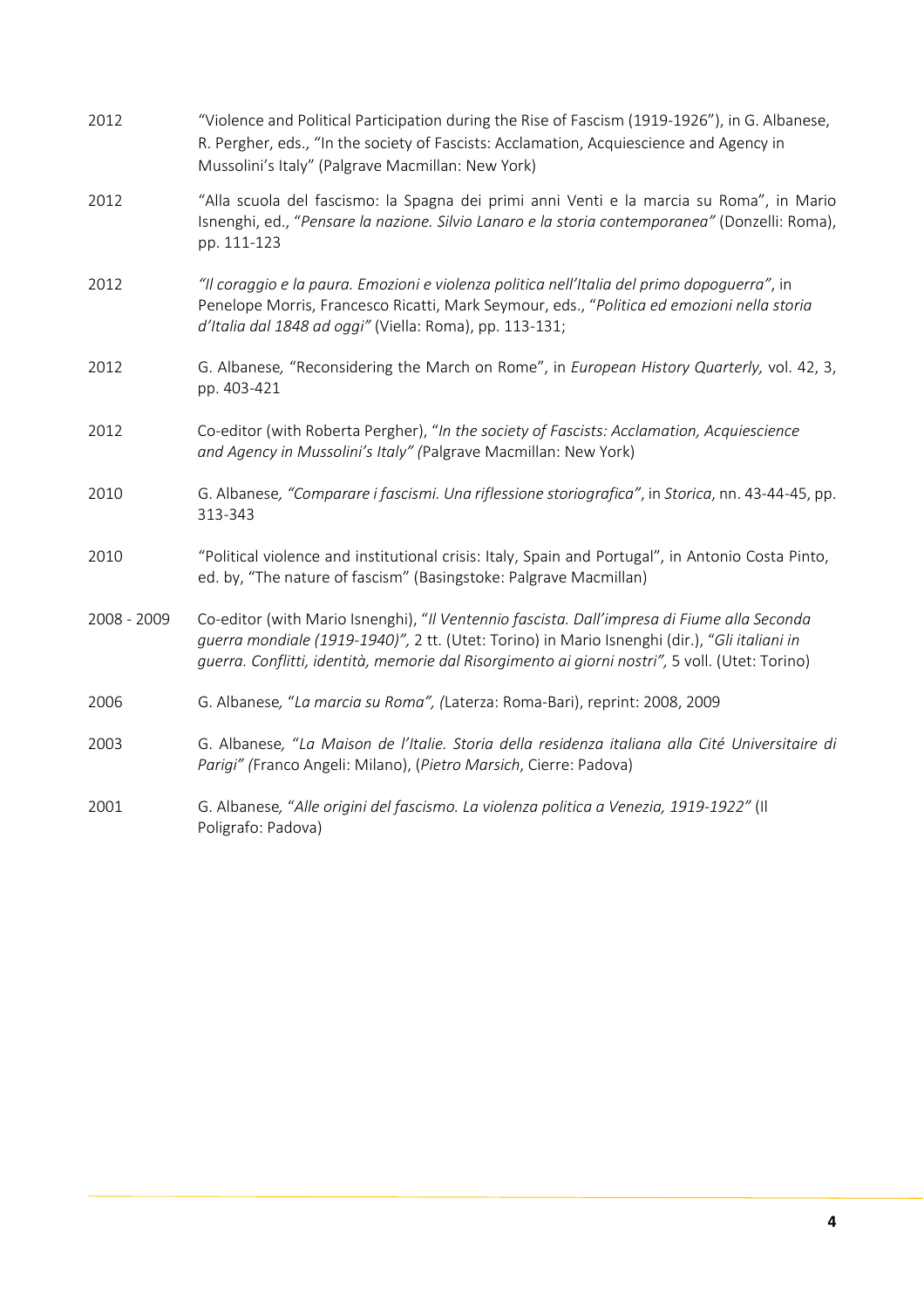| | |
|---|---|
| 2012 | "Violence and Political Participation during the Rise of Fascism (1919-1926"), in G. Albanese, R. Pergher, eds., "In the society of Fascists: Acclamation, Acquiescence and Agency in Mussolini's Italy" (Palgrave Macmillan: New York) |
| 2012 | "Alla scuola del fascismo: la Spagna dei primi anni Venti e la marcia su Roma", in Mario Isnenghi, ed., "*Pensare la nazione. Silvio Lanaro e la storia contemporanea"* (Donzelli: Roma), pp. 111-123 |
| 2012 | *"Il coraggio e la paura. Emozioni e violenza politica nell'Italia del primo dopoguerra"*, in Penelope Morris, Francesco Ricatti, Mark Seymour, eds., "*Politica ed emozioni nella storia d'Italia dal 1848 ad oggi"* (Viella: Roma), pp. 113-131; |
| 2012 | G. Albanese*,* "Reconsidering the March on Rome", in *European History Quarterly,* vol. 42, 3, pp. 403-421 |
| 2012 | Co-editor (with Roberta Pergher), "*In the society of Fascists: Acclamation, Acquiescence and Agency in Mussolini's Italy" (*Palgrave Macmillan: New York) |
| 2010 | G. Albanese*, "Comparare i fascismi. Una riflessione storiografica"*, in *Storica*, nn. 43-44-45, pp. 313-343 |
| 2010 | "Political violence and institutional crisis: Italy, Spain and Portugal", in Antonio Costa Pinto, ed. by, "The nature of fascism" (Basingstoke: Palgrave Macmillan) |
| 2008 - 2009 | Co-editor (with Mario Isnenghi), "*Il Ventennio fascista. Dall'impresa di Fiume alla Seconda guerra mondiale (1919-1940)",* 2 tt. (Utet: Torino) in Mario Isnenghi (dir.), "*Gli italiani in guerra. Conflitti, identità, memorie dal Risorgimento ai giorni nostri",* 5 voll. (Utet: Torino) |
| 2006 | G. Albanese*,* "*La marcia su Roma", (*Laterza: Roma-Bari), reprint: 2008, 2009 |
| 2003 | G. Albanese*,* "*La Maison de l'Italie. Storia della residenza italiana alla Cité Universitaire di Parigi" (*Franco Angeli: Milano), (*Pietro Marsich*, Cierre: Padova) |
| 2001 | G. Albanese*,* "*Alle origini del fascismo. La violenza politica a Venezia, 1919-1922"* (Il Poligrafo: Padova) |